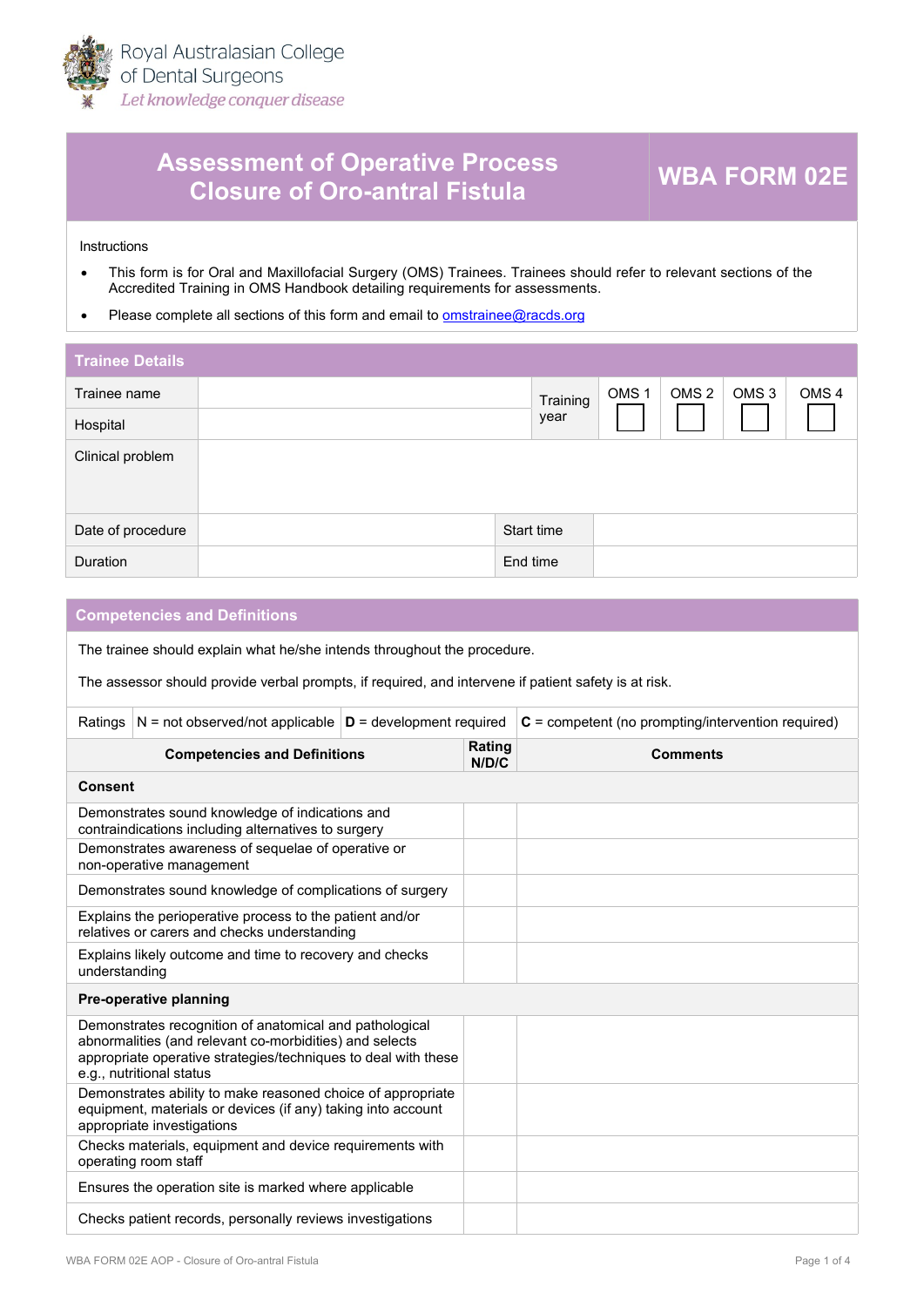Royal Australasian College of Dental Surgeons
*Let knowledge conquer disease*

# Assessment of Operative Process Closure of Oro-antral Fistula

# WBA FORM 02E

Instructions

- This form is for Oral and Maxillofacial Surgery (OMS) Trainees. Trainees should refer to relevant sections of the Accredited Training in OMS Handbook detailing requirements for assessments.
- Please complete all sections of this form and email to omstrainee@racds.org

## Trainee Details

| | | | | | | |
|---|---|---|---|---|---|---|
| Trainee name | | Training year | OMS 1 ☐ | OMS 2 ☐ | OMS 3 ☐ | OMS 4 ☐ |
| Hospital | | | | | | |
| Clinical problem | | | | | | |

| | | | |
|---|---|---|---|
| Date of procedure | | Start time | |
| Duration | | End time | |

## Competencies and Definitions

The trainee should explain what he/she intends throughout the procedure.

The assessor should provide verbal prompts, if required, and intervene if patient safety is at risk.

| Ratings | N = not observed/not applicable | **D** = development required | **C** = competent (no prompting/intervention required) |
|---|---|---|---|

| Competencies and Definitions | Rating N/D/C | Comments |
|---|---|---|
| **Consent** | | |
| Demonstrates sound knowledge of indications and contraindications including alternatives to surgery | | |
| Demonstrates awareness of sequelae of operative or non-operative management | | |
| Demonstrates sound knowledge of complications of surgery | | |
| Explains the perioperative process to the patient and/or relatives or carers and checks understanding | | |
| Explains likely outcome and time to recovery and checks understanding | | |
| **Pre-operative planning** | | |
| Demonstrates recognition of anatomical and pathological abnormalities (and relevant co-morbidities) and selects appropriate operative strategies/techniques to deal with these e.g., nutritional status | | |
| Demonstrates ability to make reasoned choice of appropriate equipment, materials or devices (if any) taking into account appropriate investigations | | |
| Checks materials, equipment and device requirements with operating room staff | | |
| Ensures the operation site is marked where applicable | | |
| Checks patient records, personally reviews investigations | | |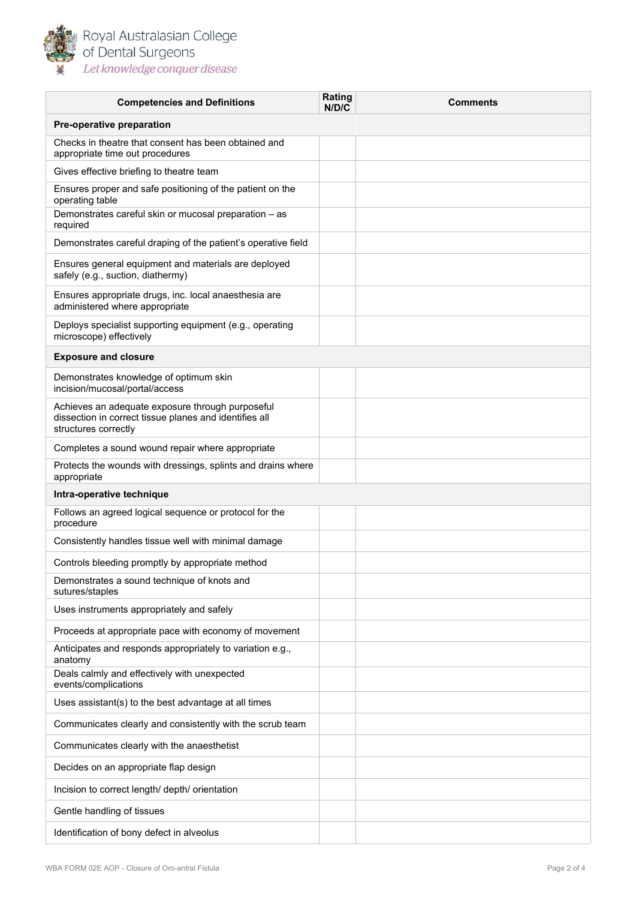| Competencies and Definitions | Rating N/D/C | Comments |
|---|---|---|
| **Pre-operative preparation** | | |
| Checks in theatre that consent has been obtained and appropriate time out procedures | | |
| Gives effective briefing to theatre team | | |
| Ensures proper and safe positioning of the patient on the operating table | | |
| Demonstrates careful skin or mucosal preparation – as required | | |
| Demonstrates careful draping of the patient's operative field | | |
| Ensures general equipment and materials are deployed safely (e.g., suction, diathermy) | | |
| Ensures appropriate drugs, inc. local anaesthesia are administered where appropriate | | |
| Deploys specialist supporting equipment (e.g., operating microscope) effectively | | |
| **Exposure and closure** | | |
| Demonstrates knowledge of optimum skin incision/mucosal/portal/access | | |
| Achieves an adequate exposure through purposeful dissection in correct tissue planes and identifies all structures correctly | | |
| Completes a sound wound repair where appropriate | | |
| Protects the wounds with dressings, splints and drains where appropriate | | |
| **Intra-operative technique** | | |
| Follows an agreed logical sequence or protocol for the procedure | | |
| Consistently handles tissue well with minimal damage | | |
| Controls bleeding promptly by appropriate method | | |
| Demonstrates a sound technique of knots and sutures/staples | | |
| Uses instruments appropriately and safely | | |
| Proceeds at appropriate pace with economy of movement | | |
| Anticipates and responds appropriately to variation e.g., anatomy | | |
| Deals calmly and effectively with unexpected events/complications | | |
| Uses assistant(s) to the best advantage at all times | | |
| Communicates clearly and consistently with the scrub team | | |
| Communicates clearly with the anaesthetist | | |
| Decides on an appropriate flap design | | |
| Incision to correct length/ depth/ orientation | | |
| Gentle handling of tissues | | |
| Identification of bony defect in alveolus | | |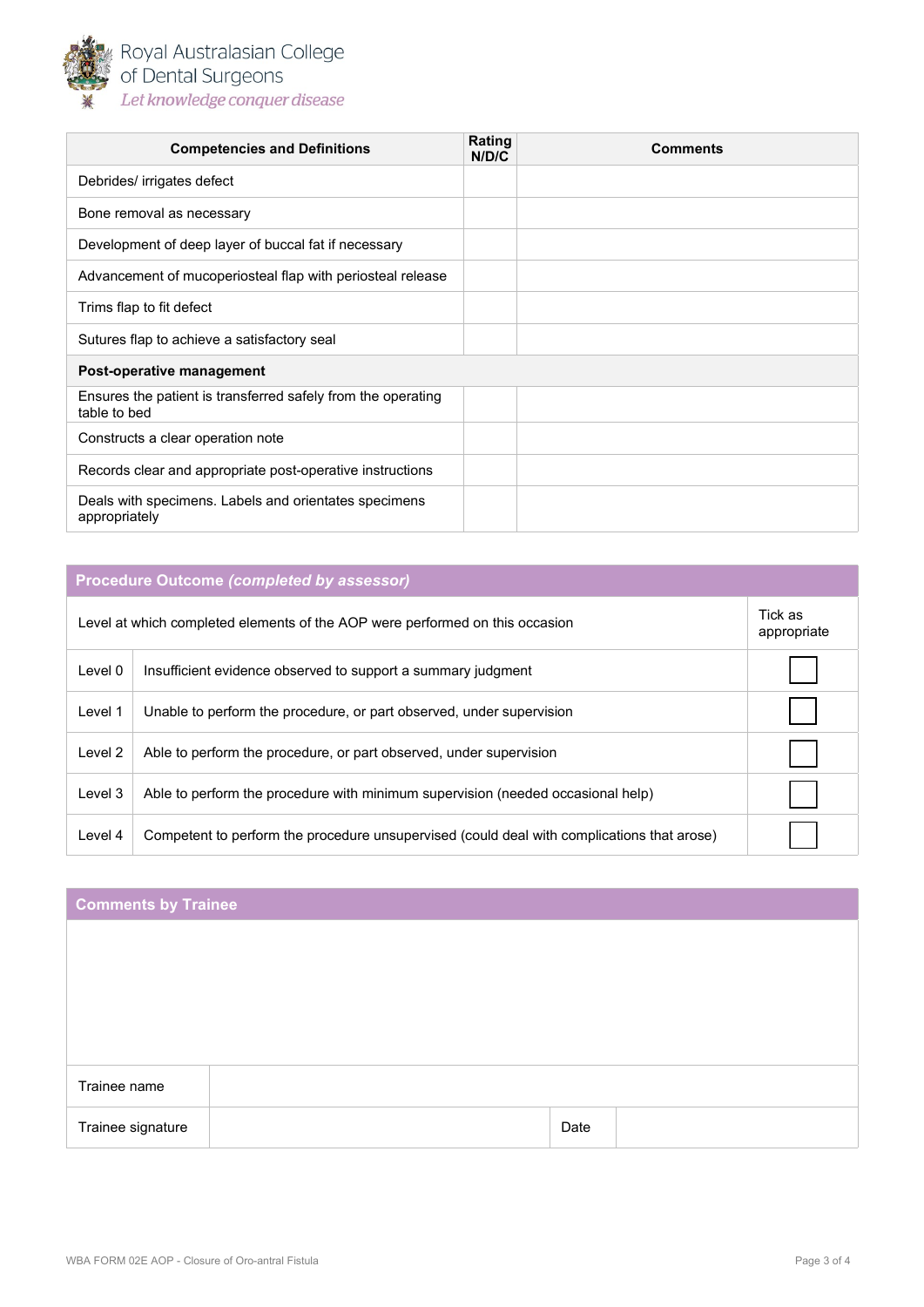| Competencies and Definitions | Rating N/D/C | Comments |
|---|---|---|
| Debrides/ irrigates defect | | |
| Bone removal as necessary | | |
| Development of deep layer of buccal fat if necessary | | |
| Advancement of mucoperiosteal flap with periosteal release | | |
| Trims flap to fit defect | | |
| Sutures flap to achieve a satisfactory seal | | |
| **Post-operative management** | | |
| Ensures the patient is transferred safely from the operating table to bed | | |
| Constructs a clear operation note | | |
| Records clear and appropriate post-operative instructions | | |
| Deals with specimens. Labels and orientates specimens appropriately | | |

| **Procedure Outcome *(completed by assessor)*** | | |
|---|---|---|
| Level at which completed elements of the AOP were performed on this occasion | | Tick as appropriate |
| Level 0 | Insufficient evidence observed to support a summary judgment | ☐ |
| Level 1 | Unable to perform the procedure, or part observed, under supervision | ☐ |
| Level 2 | Able to perform the procedure, or part observed, under supervision | ☐ |
| Level 3 | Able to perform the procedure with minimum supervision (needed occasional help) | ☐ |
| Level 4 | Competent to perform the procedure unsupervised (could deal with complications that arose) | ☐ |

| **Comments by Trainee** | | | |
|---|---|---|---|
| | | | |
| Trainee name | | | |
| Trainee signature | | Date | |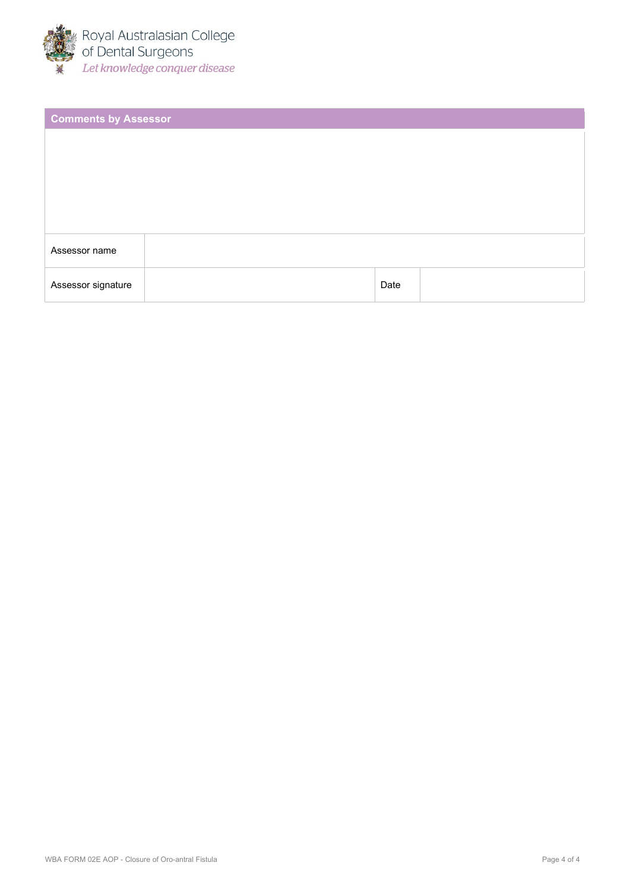| Comments by Assessor | | | |
|---|---|---|---|
| | | | |
| Assessor name | | | |
| Assessor signature | | Date | |